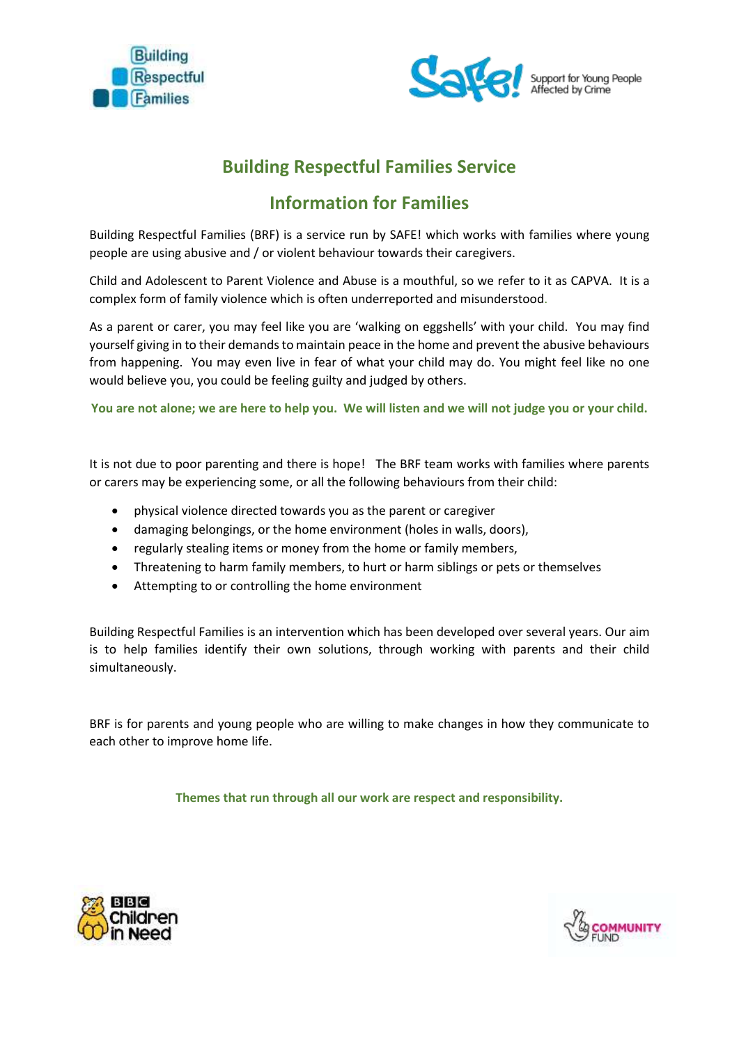# Building Respectful Families Service

## Information for Families

Building Respectful Families (BRF) is a service run by SAFE! which works with families where young people are using abusive and / or violent behaviour towards their caregivers.

Child and Adolescent to Parent Violence and Abuse is a mouthful, so we refer to it as CAPVA. It is a complex form of family violence which is often underreported and misunderstood.

As a parent or carer, you may feel like you are 'walking on eggshells' with your child. You may find yourself giving in to their demands to maintain peace in the home and prevent the abusive behaviours from happening. You may even live in fear of what your child may do. You might feel like no one would believe you, you could be feeling guilty and judged by others.

**You are not alone; we are here to help you. We will listen and we will not judge you or your child.**

It is not due to poor parenting and there is hope! The BRF team works with families where parents or carers may be experiencing some, or all the following behaviours from their child:

- physical violence directed towards you as the parent or caregiver
- damaging belongings, or the home environment (holes in walls, doors),
- regularly stealing items or money from the home or family members,
- Threatening to harm family members, to hurt or harm siblings or pets or themselves
- Attempting to or controlling the home environment

Building Respectful Families is an intervention which has been developed over several years. Our aim is to help families identify their own solutions, through working with parents and their child simultaneously.

BRF is for parents and young people who are willing to make changes in how they communicate to each other to improve home life.

**Themes that run through all our work are respect and responsibility.**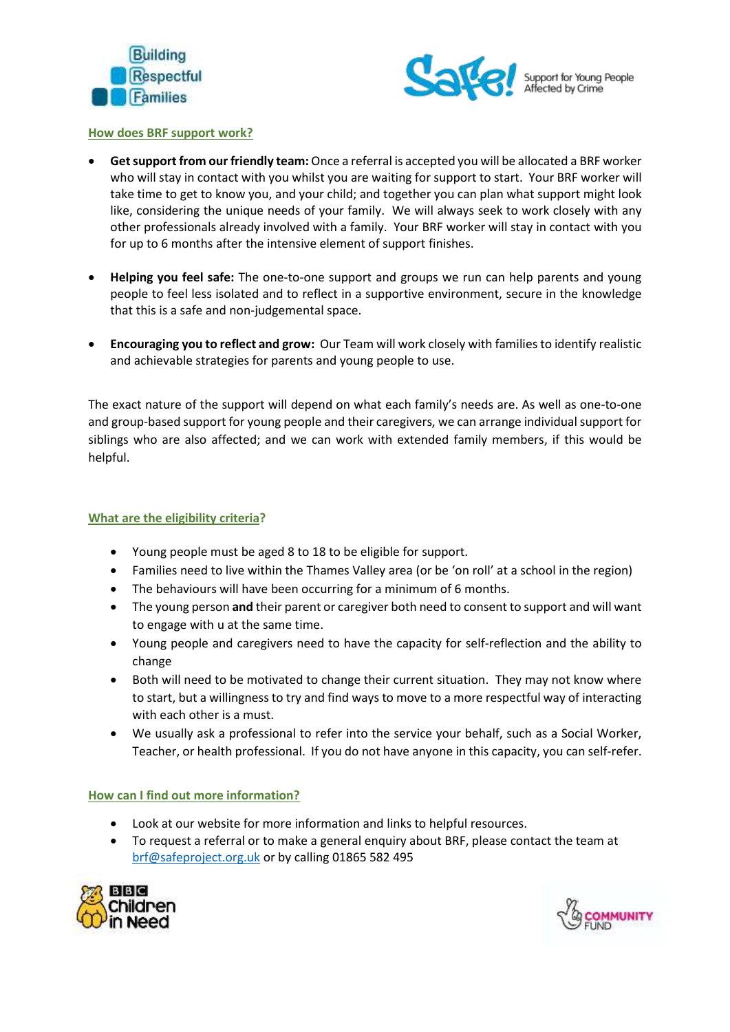## How does BRF support work?

- **Get support from our friendly team:** Once a referral is accepted you will be allocated a BRF worker who will stay in contact with you whilst you are waiting for support to start. Your BRF worker will take time to get to know you, and your child; and together you can plan what support might look like, considering the unique needs of your family. We will always seek to work closely with any other professionals already involved with a family. Your BRF worker will stay in contact with you for up to 6 months after the intensive element of support finishes.

- **Helping you feel safe:** The one-to-one support and groups we run can help parents and young people to feel less isolated and to reflect in a supportive environment, secure in the knowledge that this is a safe and non-judgemental space.

- **Encouraging you to reflect and grow:** Our Team will work closely with families to identify realistic and achievable strategies for parents and young people to use.

The exact nature of the support will depend on what each family's needs are. As well as one-to-one and group-based support for young people and their caregivers, we can arrange individual support for siblings who are also affected; and we can work with extended family members, if this would be helpful.

## What are the eligibility criteria?

- Young people must be aged 8 to 18 to be eligible for support.
- Families need to live within the Thames Valley area (or be 'on roll' at a school in the region)
- The behaviours will have been occurring for a minimum of 6 months.
- The young person **and** their parent or caregiver both need to consent to support and will want to engage with u at the same time.
- Young people and caregivers need to have the capacity for self-reflection and the ability to change
- Both will need to be motivated to change their current situation. They may not know where to start, but a willingness to try and find ways to move to a more respectful way of interacting with each other is a must.
- We usually ask a professional to refer into the service your behalf, such as a Social Worker, Teacher, or health professional. If you do not have anyone in this capacity, you can self-refer.

## How can I find out more information?

- Look at our website for more information and links to helpful resources.
- To request a referral or to make a general enquiry about BRF, please contact the team at brf@safeproject.org.uk or by calling 01865 582 495